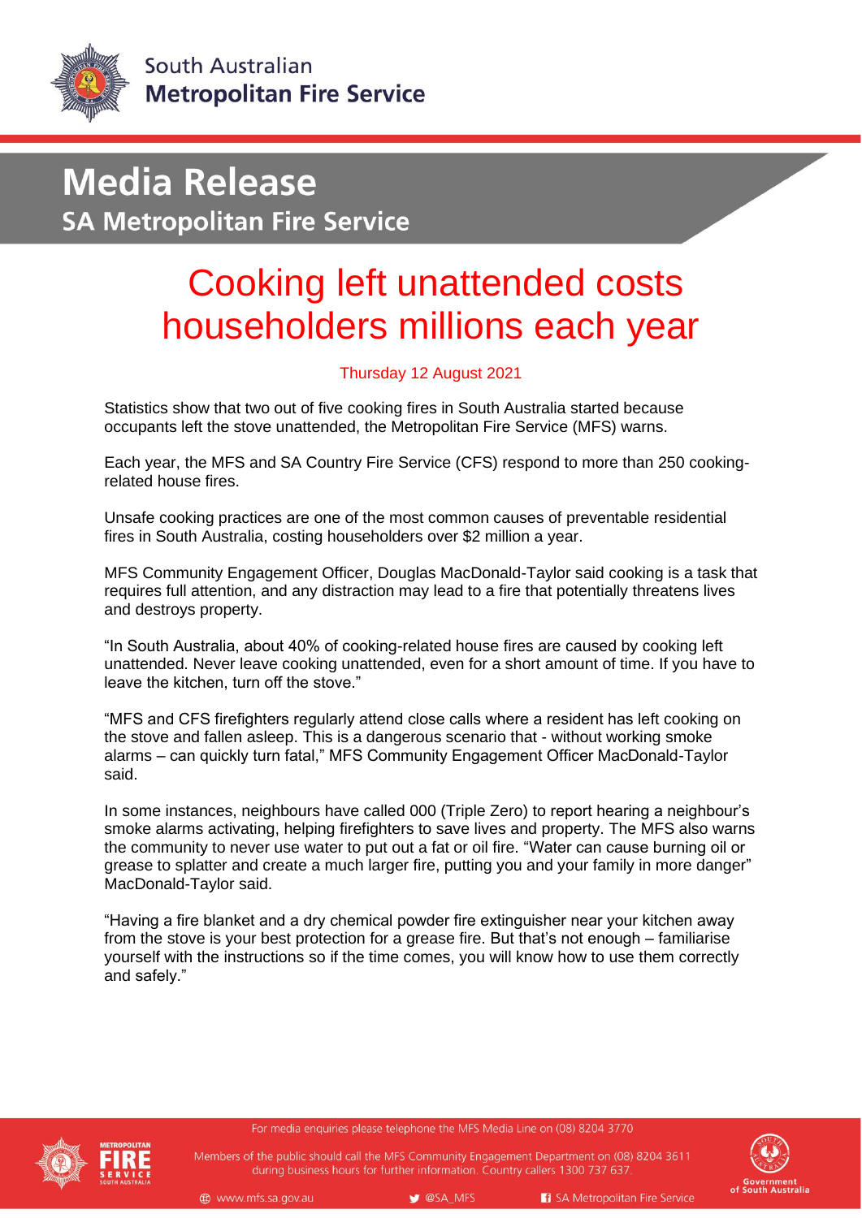South Australian
**Metropolitan Fire Service**

# Media Release

## SA Metropolitan Fire Service

# Cooking left unattended costs householders millions each year

Thursday 12 August 2021

Statistics show that two out of five cooking fires in South Australia started because occupants left the stove unattended, the Metropolitan Fire Service (MFS) warns.

Each year, the MFS and SA Country Fire Service (CFS) respond to more than 250 cooking-related house fires.

Unsafe cooking practices are one of the most common causes of preventable residential fires in South Australia, costing householders over $2 million a year.

MFS Community Engagement Officer, Douglas MacDonald-Taylor said cooking is a task that requires full attention, and any distraction may lead to a fire that potentially threatens lives and destroys property.

"In South Australia, about 40% of cooking-related house fires are caused by cooking left unattended. Never leave cooking unattended, even for a short amount of time. If you have to leave the kitchen, turn off the stove."

"MFS and CFS firefighters regularly attend close calls where a resident has left cooking on the stove and fallen asleep. This is a dangerous scenario that - without working smoke alarms – can quickly turn fatal," MFS Community Engagement Officer MacDonald-Taylor said.

In some instances, neighbours have called 000 (Triple Zero) to report hearing a neighbour's smoke alarms activating, helping firefighters to save lives and property. The MFS also warns the community to never use water to put out a fat or oil fire. "Water can cause burning oil or grease to splatter and create a much larger fire, putting you and your family in more danger" MacDonald-Taylor said.

"Having a fire blanket and a dry chemical powder fire extinguisher near your kitchen away from the stove is your best protection for a grease fire. But that's not enough – familiarise yourself with the instructions so if the time comes, you will know how to use them correctly and safely."

For media enquiries please telephone the MFS Media Line on (08) 8204 3770

Members of the public should call the MFS Community Engagement Department on (08) 8204 3611 during business hours for further information. Country callers 1300 737 637.

www.mfs.sa.gov.au | @SA_MFS | SA Metropolitan Fire Service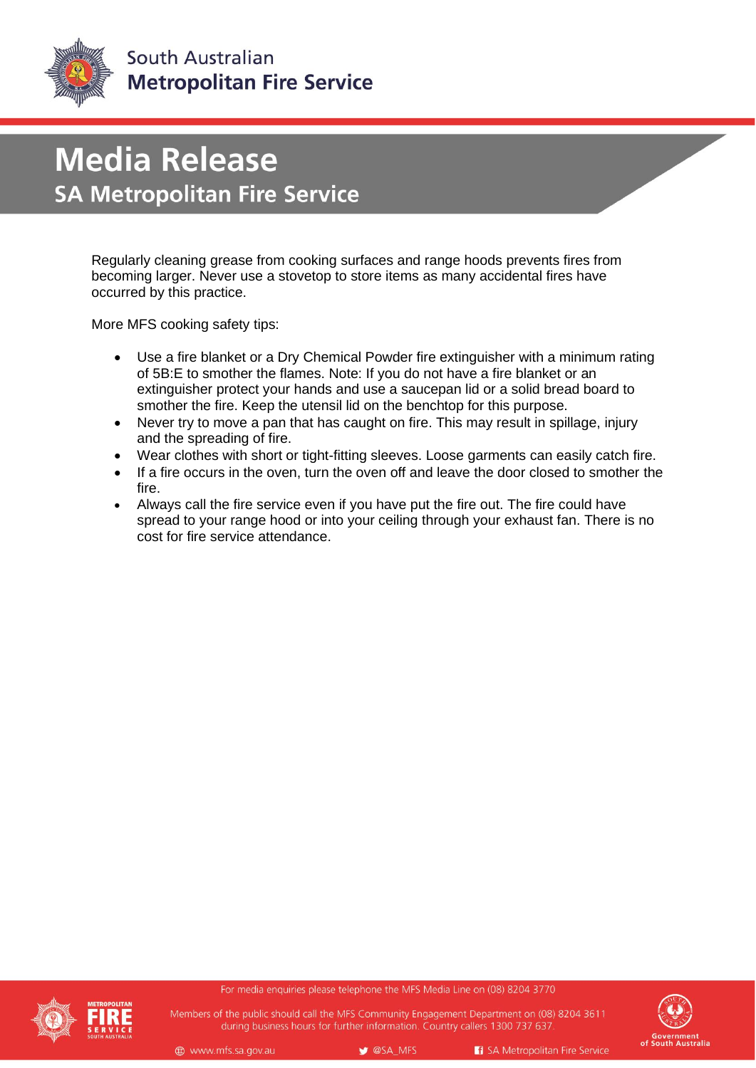# Media Release

## SA Metropolitan Fire Service

Regularly cleaning grease from cooking surfaces and range hoods prevents fires from becoming larger. Never use a stovetop to store items as many accidental fires have occurred by this practice.

More MFS cooking safety tips:

- Use a fire blanket or a Dry Chemical Powder fire extinguisher with a minimum rating of 5B:E to smother the flames. Note: If you do not have a fire blanket or an extinguisher protect your hands and use a saucepan lid or a solid bread board to smother the fire. Keep the utensil lid on the benchtop for this purpose.
- Never try to move a pan that has caught on fire. This may result in spillage, injury and the spreading of fire.
- Wear clothes with short or tight-fitting sleeves. Loose garments can easily catch fire.
- If a fire occurs in the oven, turn the oven off and leave the door closed to smother the fire.
- Always call the fire service even if you have put the fire out. The fire could have spread to your range hood or into your ceiling through your exhaust fan. There is no cost for fire service attendance.